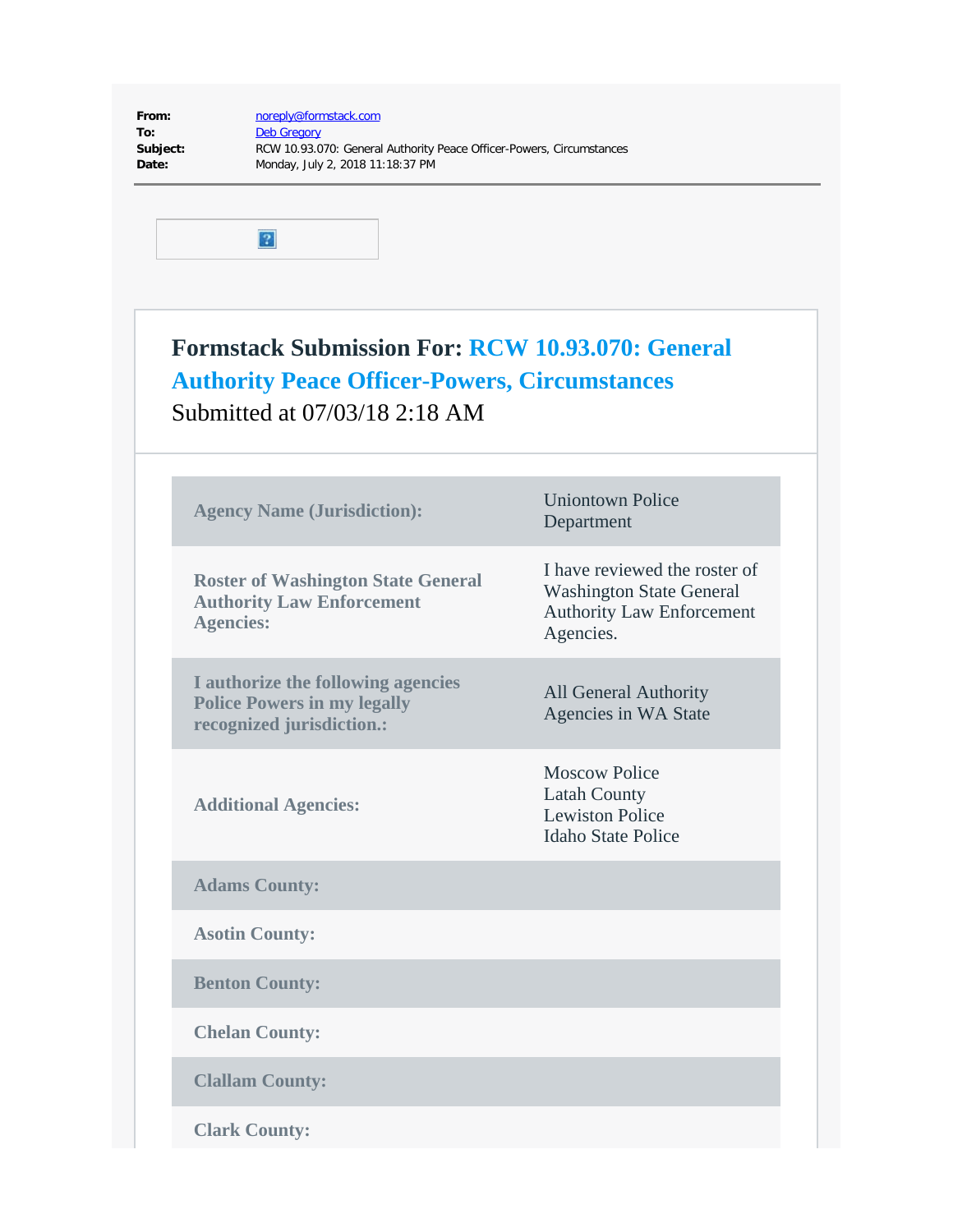**From:** noreply@formstack.com
**To:** Deb Gregory
**Subject:** RCW 10.93.070: General Authority Peace Officer-Powers, Circumstances
**Date:** Monday, July 2, 2018 11:18:37 PM

---

## Formstack Submission For: RCW 10.93.070: General Authority Peace Officer-Powers, Circumstances

Submitted at 07/03/18 2:18 AM

| | |
|---|---|
| **Agency Name (Jurisdiction):** | Uniontown Police Department |
| **Roster of Washington State General Authority Law Enforcement Agencies:** | I have reviewed the roster of Washington State General Authority Law Enforcement Agencies. |
| **I authorize the following agencies Police Powers in my legally recognized jurisdiction.:** | All General Authority Agencies in WA State |
| **Additional Agencies:** | Moscow Police<br>Latah County<br>Lewiston Police<br>Idaho State Police |
| **Adams County:** | |
| **Asotin County:** | |
| **Benton County:** | |
| **Chelan County:** | |
| **Clallam County:** | |
| **Clark County:** | |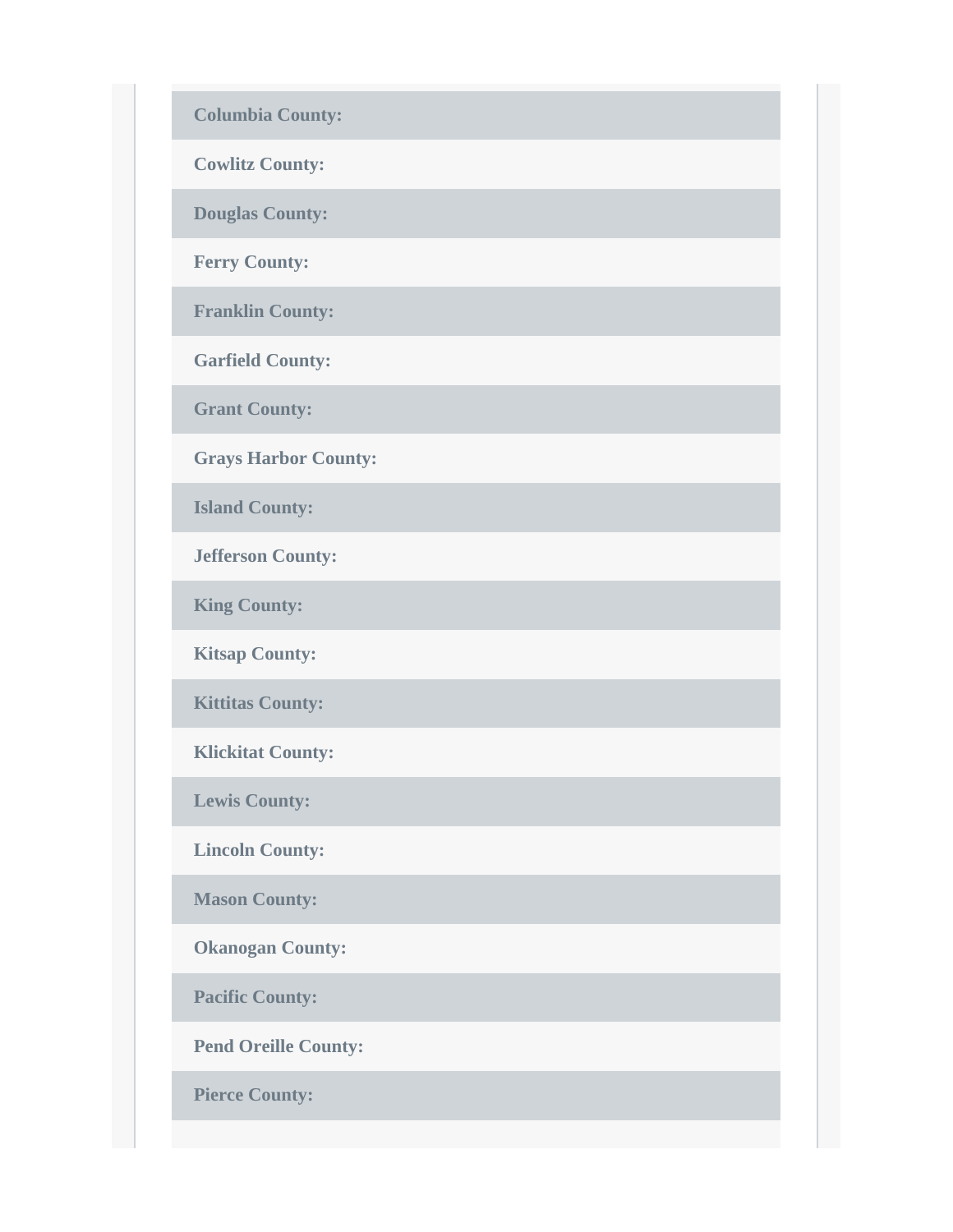**Columbia County:**

**Cowlitz County:**

**Douglas County:**

**Ferry County:**

**Franklin County:**

**Garfield County:**

**Grant County:**

**Grays Harbor County:**

**Island County:**

**Jefferson County:**

**King County:**

**Kitsap County:**

**Kittitas County:**

**Klickitat County:**

**Lewis County:**

**Lincoln County:**

**Mason County:**

**Okanogan County:**

**Pacific County:**

**Pend Oreille County:**

**Pierce County:**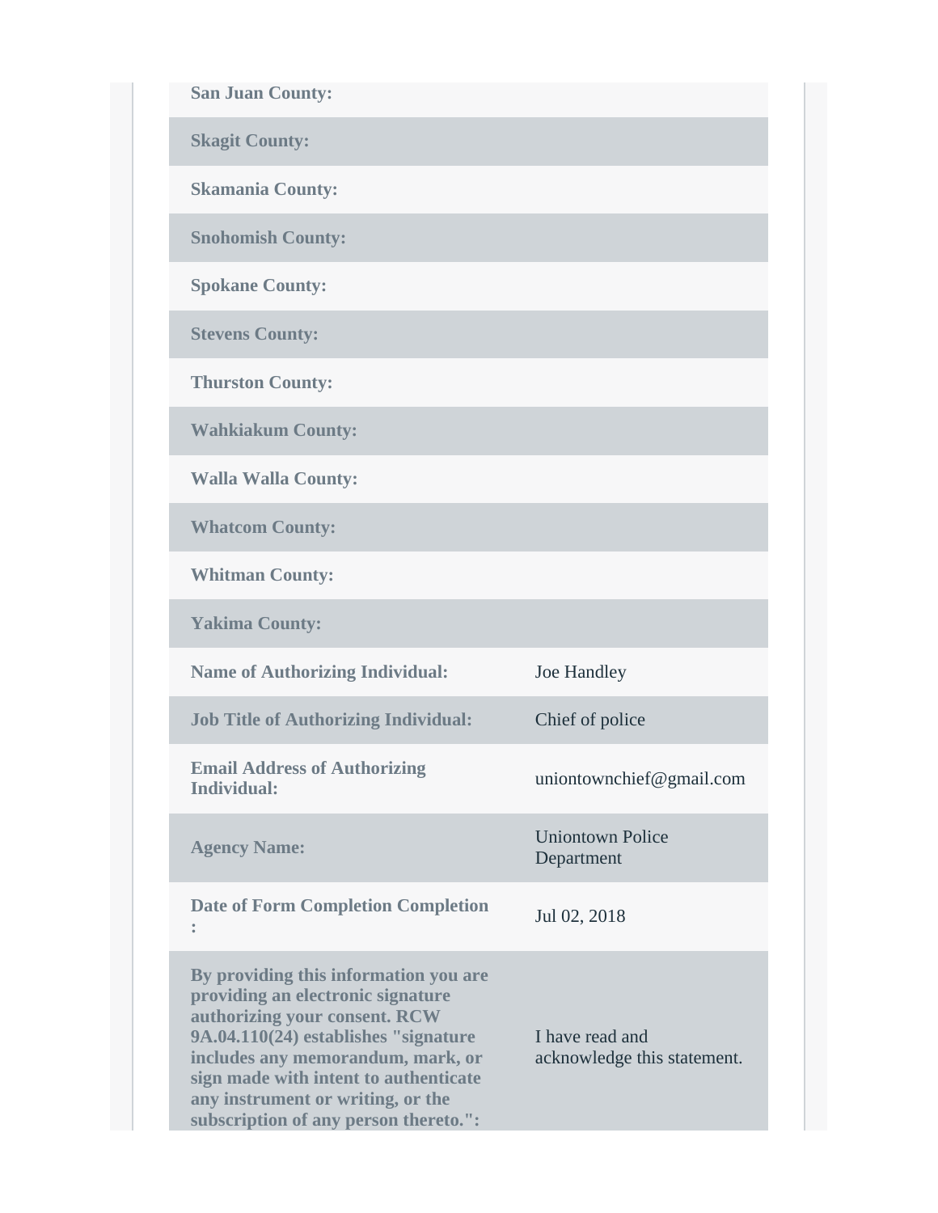| | |
|---|---|
| **San Juan County:** | |
| **Skagit County:** | |
| **Skamania County:** | |
| **Snohomish County:** | |
| **Spokane County:** | |
| **Stevens County:** | |
| **Thurston County:** | |
| **Wahkiakum County:** | |
| **Walla Walla County:** | |
| **Whatcom County:** | |
| **Whitman County:** | |
| **Yakima County:** | |
| **Name of Authorizing Individual:** | Joe Handley |
| **Job Title of Authorizing Individual:** | Chief of police |
| **Email Address of Authorizing Individual:** | uniontownchief@gmail.com |
| **Agency Name:** | Uniontown Police Department |
| **Date of Form Completion Completion :** | Jul 02, 2018 |
| **By providing this information you are providing an electronic signature authorizing your consent. RCW 9A.04.110(24) establishes "signature includes any memorandum, mark, or sign made with intent to authenticate any instrument or writing, or the subscription of any person thereto.":** | I have read and acknowledge this statement. |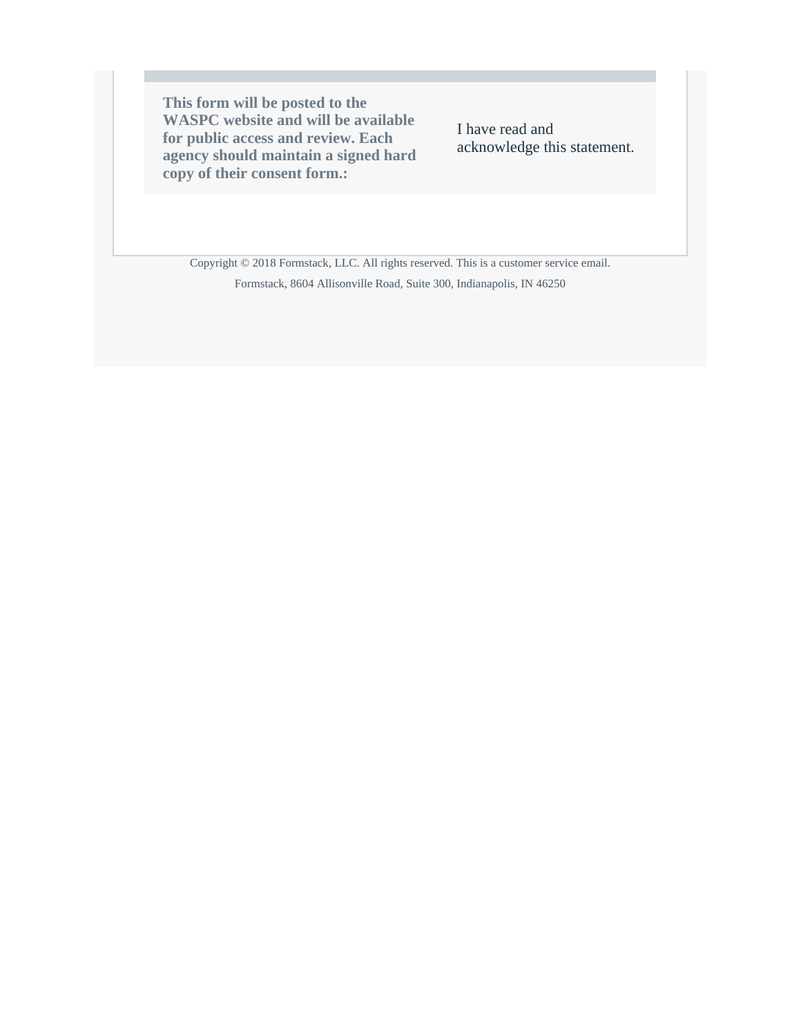| | |
|---|---|
| **This form will be posted to the WASPC website and will be available for public access and review. Each agency should maintain a signed hard copy of their consent form.:** | I have read and acknowledge this statement. |

Copyright © 2018 Formstack, LLC. All rights reserved. This is a customer service email.

Formstack, 8604 Allisonville Road, Suite 300, Indianapolis, IN 46250